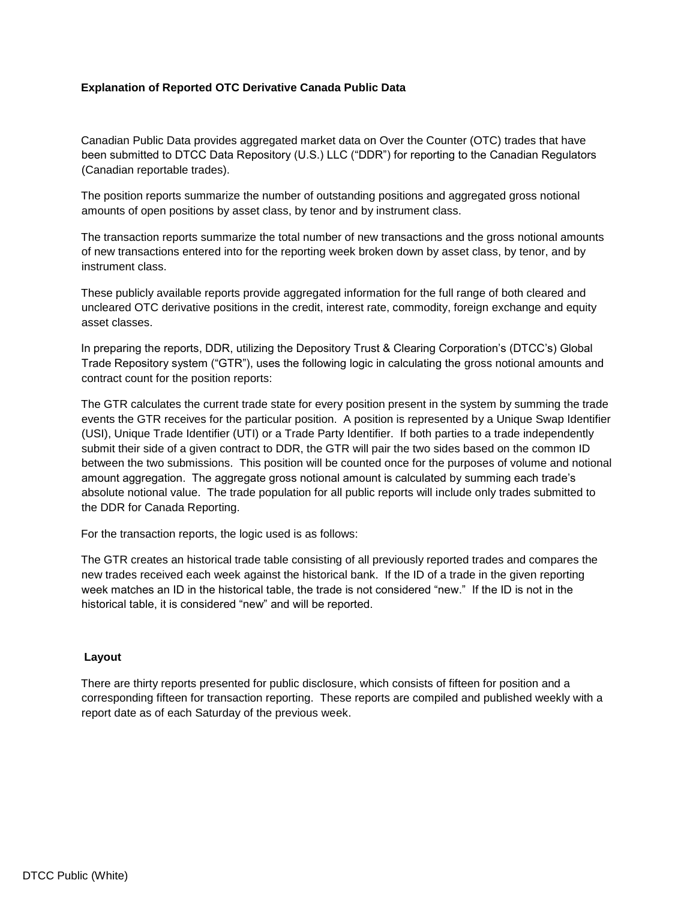## Explanation of Reported OTC Derivative Canada Public Data

Canadian Public Data provides aggregated market data on Over the Counter (OTC) trades that have been submitted to DTCC Data Repository (U.S.) LLC ("DDR") for reporting to the Canadian Regulators (Canadian reportable trades).

The position reports summarize the number of outstanding positions and aggregated gross notional amounts of open positions by asset class, by tenor and by instrument class.

The transaction reports summarize the total number of new transactions and the gross notional amounts of new transactions entered into for the reporting week broken down by asset class, by tenor, and by instrument class.

These publicly available reports provide aggregated information for the full range of both cleared and uncleared OTC derivative positions in the credit, interest rate, commodity, foreign exchange and equity asset classes.

In preparing the reports, DDR, utilizing the Depository Trust & Clearing Corporation's (DTCC's) Global Trade Repository system ("GTR"), uses the following logic in calculating the gross notional amounts and contract count for the position reports:

The GTR calculates the current trade state for every position present in the system by summing the trade events the GTR receives for the particular position. A position is represented by a Unique Swap Identifier (USI), Unique Trade Identifier (UTI) or a Trade Party Identifier. If both parties to a trade independently submit their side of a given contract to DDR, the GTR will pair the two sides based on the common ID between the two submissions. This position will be counted once for the purposes of volume and notional amount aggregation. The aggregate gross notional amount is calculated by summing each trade's absolute notional value. The trade population for all public reports will include only trades submitted to the DDR for Canada Reporting.

For the transaction reports, the logic used is as follows:

The GTR creates an historical trade table consisting of all previously reported trades and compares the new trades received each week against the historical bank. If the ID of a trade in the given reporting week matches an ID in the historical table, the trade is not considered "new." If the ID is not in the historical table, it is considered "new" and will be reported.

## Layout

There are thirty reports presented for public disclosure, which consists of fifteen for position and a corresponding fifteen for transaction reporting. These reports are compiled and published weekly with a report date as of each Saturday of the previous week.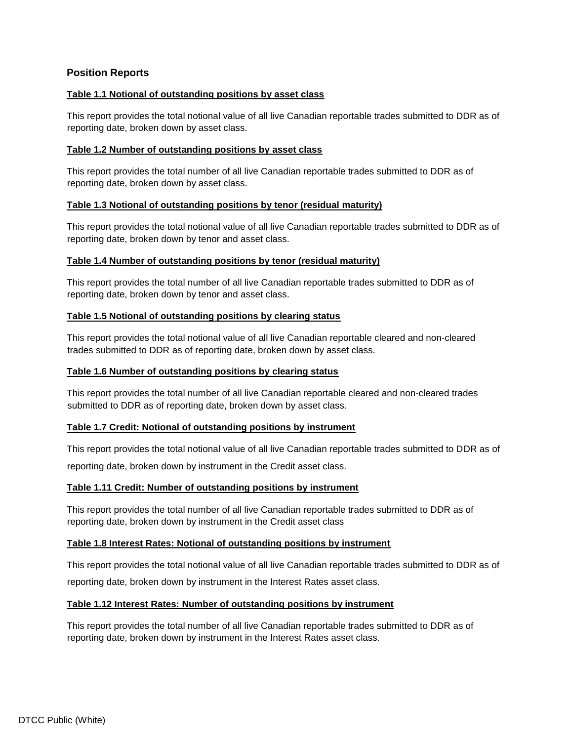## Position Reports

### Table 1.1 Notional of outstanding positions by asset class

This report provides the total notional value of all live Canadian reportable trades submitted to DDR as of reporting date, broken down by asset class.

### Table 1.2 Number of outstanding positions by asset class

This report provides the total number of all live Canadian reportable trades submitted to DDR as of reporting date, broken down by asset class.

### Table 1.3 Notional of outstanding positions by tenor (residual maturity)

This report provides the total notional value of all live Canadian reportable trades submitted to DDR as of reporting date, broken down by tenor and asset class.

### Table 1.4 Number of outstanding positions by tenor (residual maturity)

This report provides the total number of all live Canadian reportable trades submitted to DDR as of reporting date, broken down by tenor and asset class.

### Table 1.5 Notional of outstanding positions by clearing status

This report provides the total notional value of all live Canadian reportable cleared and non-cleared trades submitted to DDR as of reporting date, broken down by asset class.

### Table 1.6 Number of outstanding positions by clearing status

This report provides the total number of all live Canadian reportable cleared and non-cleared trades submitted to DDR as of reporting date, broken down by asset class.

### Table 1.7 Credit: Notional of outstanding positions by instrument

This report provides the total notional value of all live Canadian reportable trades submitted to DDR as of reporting date, broken down by instrument in the Credit asset class.

### Table 1.11 Credit: Number of outstanding positions by instrument

This report provides the total number of all live Canadian reportable trades submitted to DDR as of reporting date, broken down by instrument in the Credit asset class

### Table 1.8 Interest Rates: Notional of outstanding positions by instrument

This report provides the total notional value of all live Canadian reportable trades submitted to DDR as of reporting date, broken down by instrument in the Interest Rates asset class.

### Table 1.12 Interest Rates: Number of outstanding positions by instrument

This report provides the total number of all live Canadian reportable trades submitted to DDR as of reporting date, broken down by instrument in the Interest Rates asset class.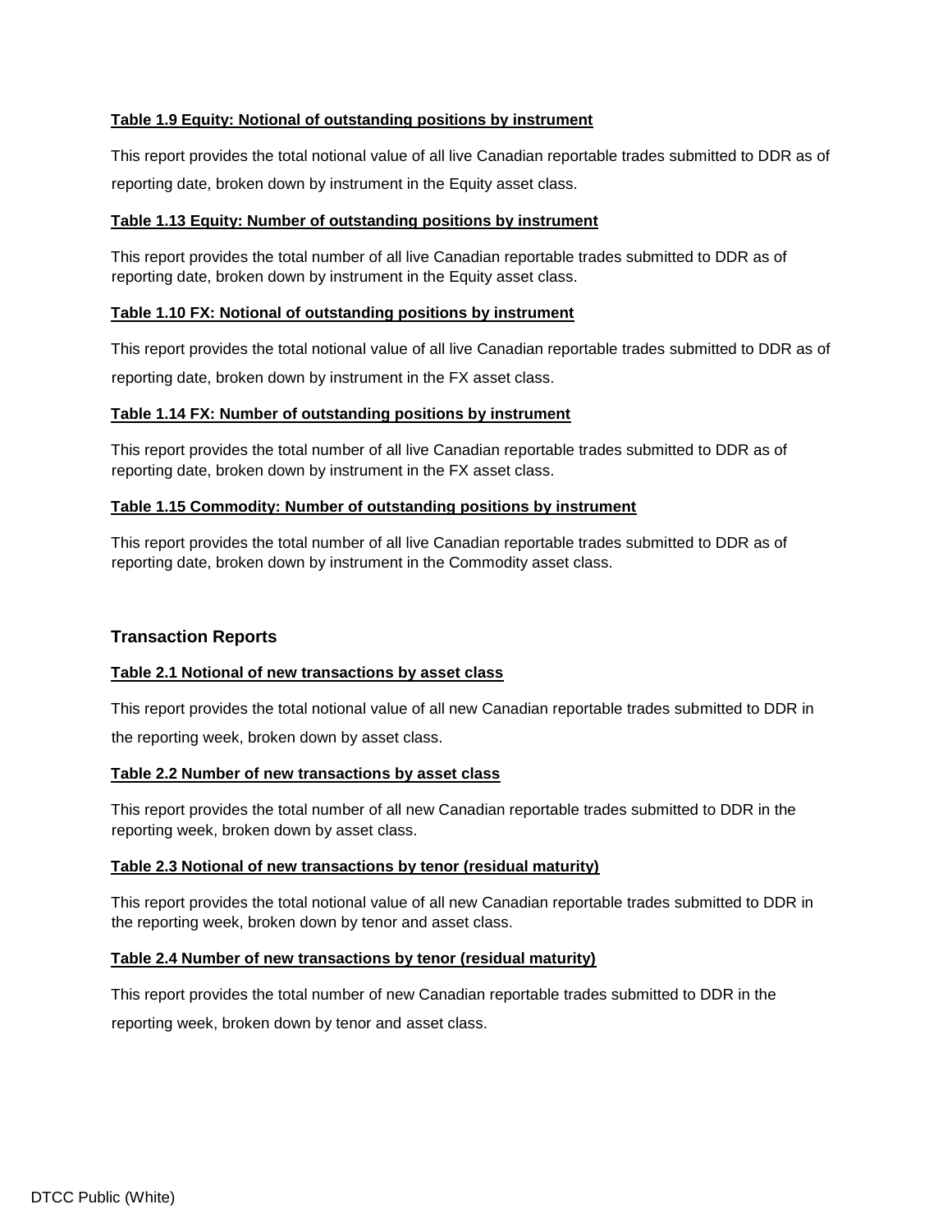**Table 1.9 Equity: Notional of outstanding positions by instrument**

This report provides the total notional value of all live Canadian reportable trades submitted to DDR as of reporting date, broken down by instrument in the Equity asset class.

**Table 1.13 Equity: Number of outstanding positions by instrument**

This report provides the total number of all live Canadian reportable trades submitted to DDR as of reporting date, broken down by instrument in the Equity asset class.

**Table 1.10 FX: Notional of outstanding positions by instrument**

This report provides the total notional value of all live Canadian reportable trades submitted to DDR as of reporting date, broken down by instrument in the FX asset class.

**Table 1.14 FX: Number of outstanding positions by instrument**

This report provides the total number of all live Canadian reportable trades submitted to DDR as of reporting date, broken down by instrument in the FX asset class.

**Table 1.15 Commodity: Number of outstanding positions by instrument**

This report provides the total number of all live Canadian reportable trades submitted to DDR as of reporting date, broken down by instrument in the Commodity asset class.

## Transaction Reports

**Table 2.1 Notional of new transactions by asset class**

This report provides the total notional value of all new Canadian reportable trades submitted to DDR in the reporting week, broken down by asset class.

**Table 2.2 Number of new transactions by asset class**

This report provides the total number of all new Canadian reportable trades submitted to DDR in the reporting week, broken down by asset class.

**Table 2.3 Notional of new transactions by tenor (residual maturity)**

This report provides the total notional value of all new Canadian reportable trades submitted to DDR in the reporting week, broken down by tenor and asset class.

**Table 2.4 Number of new transactions by tenor (residual maturity)**

This report provides the total number of new Canadian reportable trades submitted to DDR in the reporting week, broken down by tenor and asset class.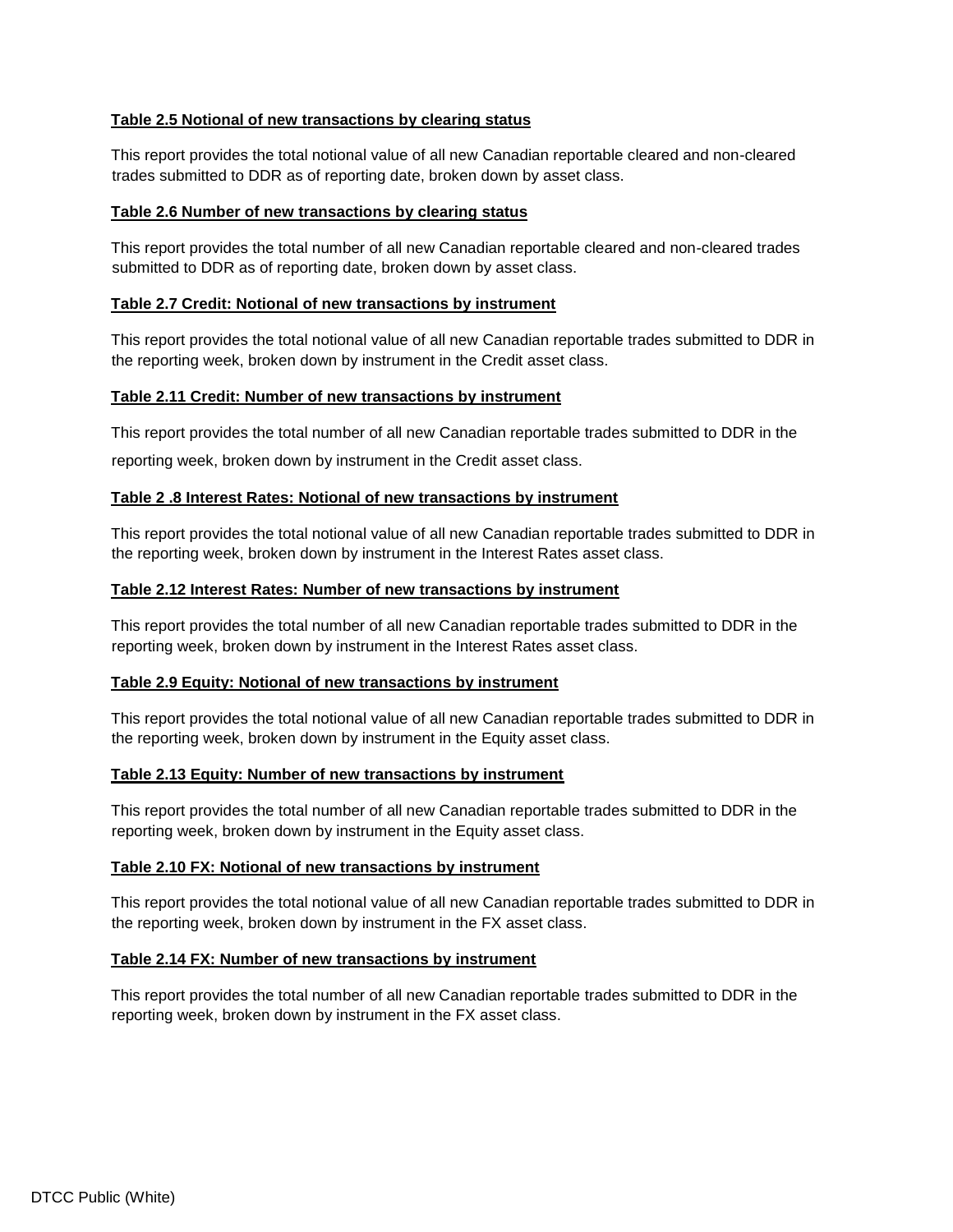**Table 2.5 Notional of new transactions by clearing status**

This report provides the total notional value of all new Canadian reportable cleared and non-cleared trades submitted to DDR as of reporting date, broken down by asset class.

**Table 2.6 Number of new transactions by clearing status**

This report provides the total number of all new Canadian reportable cleared and non-cleared trades submitted to DDR as of reporting date, broken down by asset class.

**Table 2.7 Credit: Notional of new transactions by instrument**

This report provides the total notional value of all new Canadian reportable trades submitted to DDR in the reporting week, broken down by instrument in the Credit asset class.

**Table 2.11 Credit: Number of new transactions by instrument**

This report provides the total number of all new Canadian reportable trades submitted to DDR in the reporting week, broken down by instrument in the Credit asset class.

**Table 2 .8 Interest Rates: Notional of new transactions by instrument**

This report provides the total notional value of all new Canadian reportable trades submitted to DDR in the reporting week, broken down by instrument in the Interest Rates asset class.

**Table 2.12 Interest Rates: Number of new transactions by instrument**

This report provides the total number of all new Canadian reportable trades submitted to DDR in the reporting week, broken down by instrument in the Interest Rates asset class.

**Table 2.9 Equity: Notional of new transactions by instrument**

This report provides the total notional value of all new Canadian reportable trades submitted to DDR in the reporting week, broken down by instrument in the Equity asset class.

**Table 2.13 Equity: Number of new transactions by instrument**

This report provides the total number of all new Canadian reportable trades submitted to DDR in the reporting week, broken down by instrument in the Equity asset class.

**Table 2.10 FX: Notional of new transactions by instrument**

This report provides the total notional value of all new Canadian reportable trades submitted to DDR in the reporting week, broken down by instrument in the FX asset class.

**Table 2.14 FX: Number of new transactions by instrument**

This report provides the total number of all new Canadian reportable trades submitted to DDR in the reporting week, broken down by instrument in the FX asset class.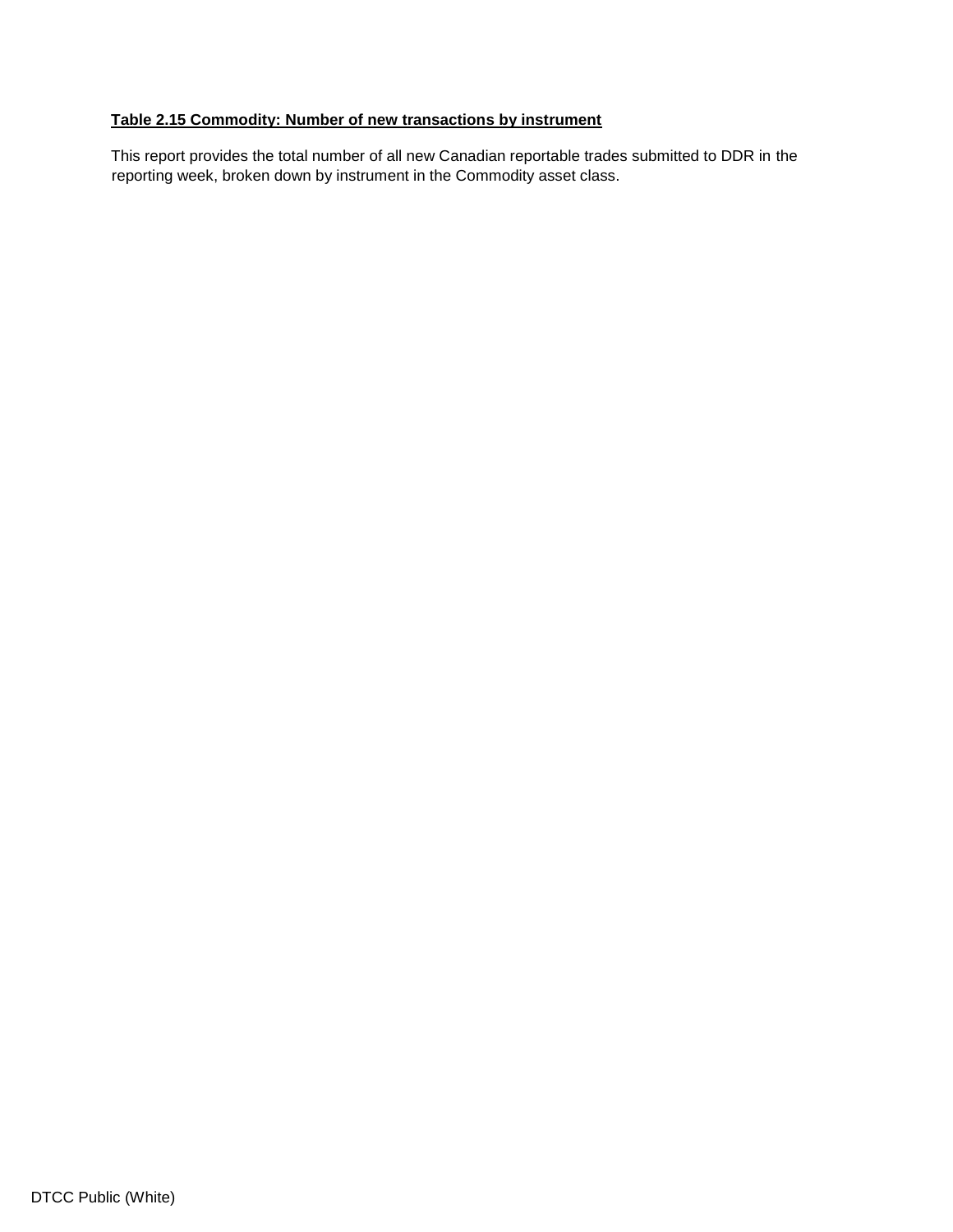**Table 2.15 Commodity: Number of new transactions by instrument**

This report provides the total number of all new Canadian reportable trades submitted to DDR in the reporting week, broken down by instrument in the Commodity asset class.